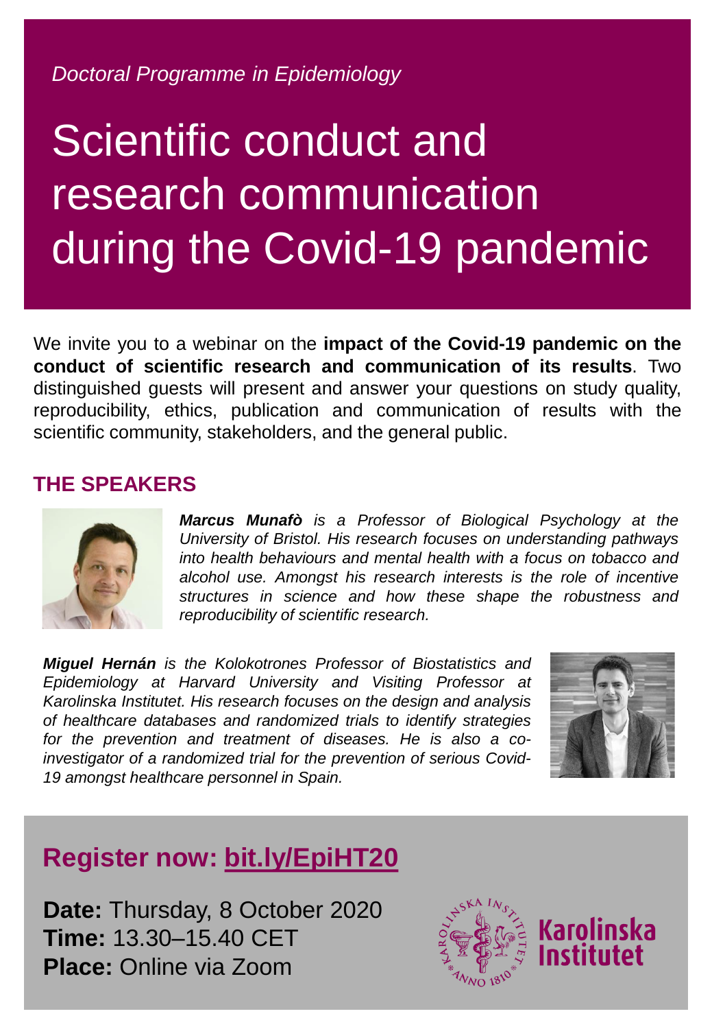*Doctoral Programme in Epidemiology*

# Scientific conduct and research communication during the Covid-19 pandemic

We invite you to a webinar on the **impact of the Covid-19 pandemic on the conduct of scientific research and communication of its results**. Two distinguished guests will present and answer your questions on study quality, reproducibility, ethics, publication and communication of results with the scientific community, stakeholders, and the general public.

## THE SPEAKERS

***Marcus Munafò** is a Professor of Biological Psychology at the University of Bristol. His research focuses on understanding pathways into health behaviours and mental health with a focus on tobacco and alcohol use. Amongst his research interests is the role of incentive structures in science and how these shape the robustness and reproducibility of scientific research.*

***Miguel Hernán** is the Kolokotrones Professor of Biostatistics and Epidemiology at Harvard University and Visiting Professor at Karolinska Institutet. His research focuses on the design and analysis of healthcare databases and randomized trials to identify strategies for the prevention and treatment of diseases. He is also a co-investigator of a randomized trial for the prevention of serious Covid-19 amongst healthcare personnel in Spain.*

## Register now: bit.ly/EpiHT20

**Date:** Thursday, 8 October 2020
**Time:** 13.30–15.40 CET
**Place:** Online via Zoom

Karolinska Institutet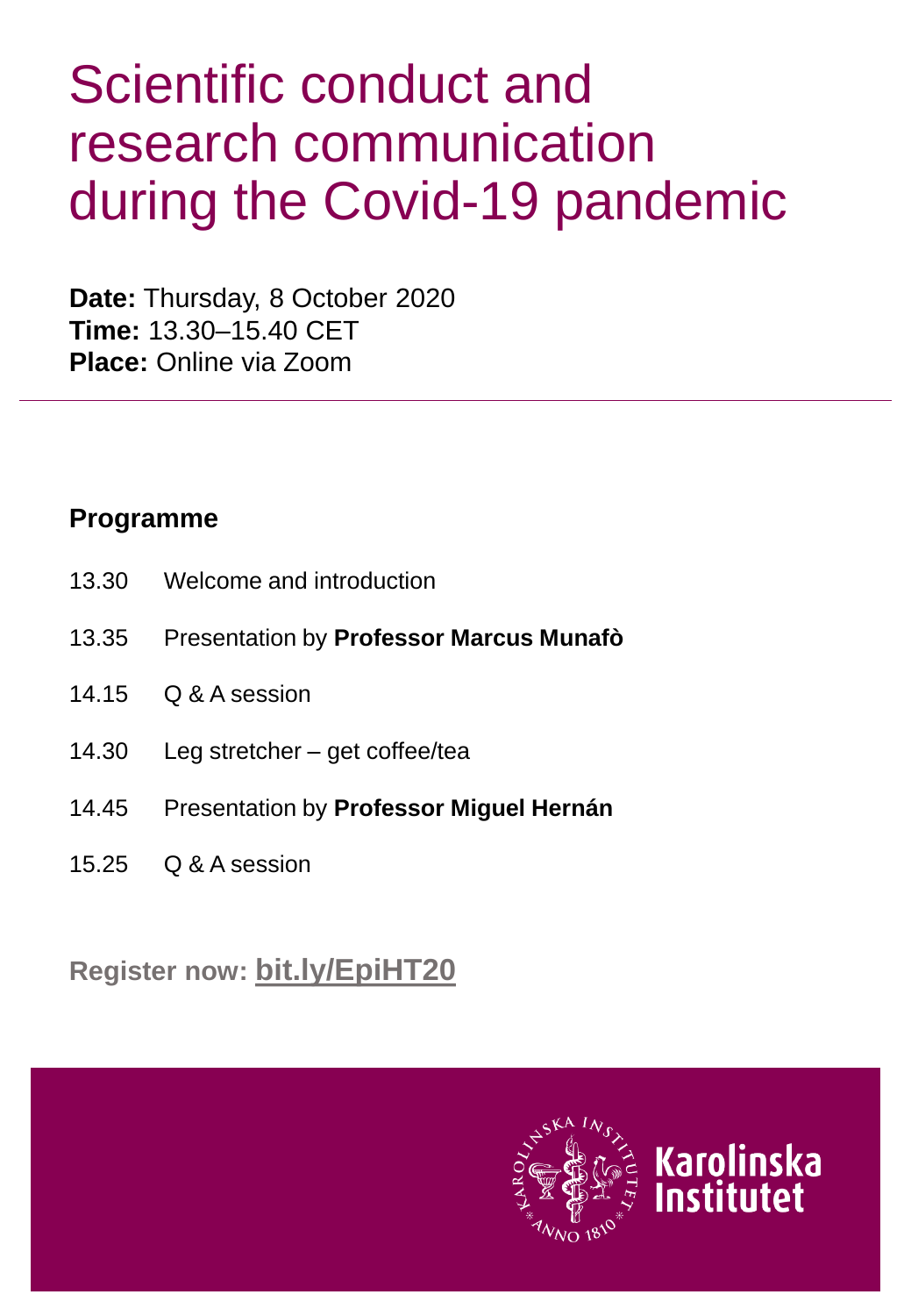# Scientific conduct and research communication during the Covid-19 pandemic

**Date:** Thursday, 8 October 2020
**Time:** 13.30–15.40 CET
**Place:** Online via Zoom

---

## Programme

| | |
|---|---|
| 13.30 | Welcome and introduction |
| 13.35 | Presentation by **Professor Marcus Munafò** |
| 14.15 | Q & A session |
| 14.30 | Leg stretcher – get coffee/tea |
| 14.45 | Presentation by **Professor Miguel Hernán** |
| 15.25 | Q & A session |

**Register now: bit.ly/EpiHT20**

Karolinska Institutet